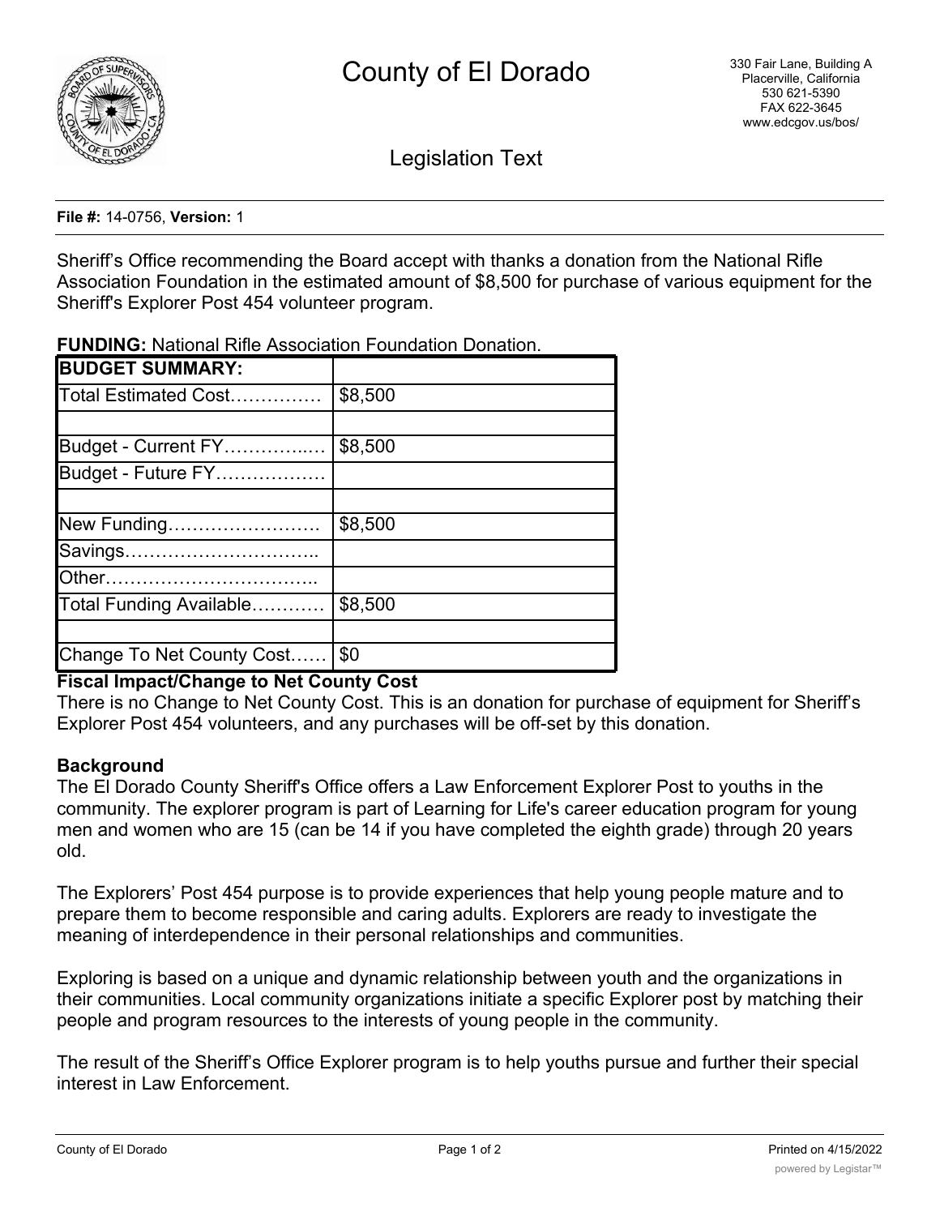# County of El Dorado

330 Fair Lane, Building A
Placerville, California
530 621-5390
FAX 622-3645
www.edcgov.us/bos/

## Legislation Text

**File #:** 14-0756, **Version:** 1

Sheriff's Office recommending the Board accept with thanks a donation from the National Rifle Association Foundation in the estimated amount of $8,500 for purchase of various equipment for the Sheriff's Explorer Post 454 volunteer program.

**FUNDING:** National Rifle Association Foundation Donation.

| **BUDGET SUMMARY:** | |
|---|---|
| Total Estimated Cost…………… | $8,500 |
| | |
| Budget - Current FY…………..… | $8,500 |
| Budget - Future FY……………… | |
| | |
| New Funding……………………. | $8,500 |
| Savings………………………….. | |
| Other…………………………….. | |
| Total Funding Available………… | $8,500 |
| | |
| Change To Net County Cost…… | $0 |

**Fiscal Impact/Change to Net County Cost**

There is no Change to Net County Cost. This is an donation for purchase of equipment for Sheriff's Explorer Post 454 volunteers, and any purchases will be off-set by this donation.

**Background**

The El Dorado County Sheriff's Office offers a Law Enforcement Explorer Post to youths in the community. The explorer program is part of Learning for Life's career education program for young men and women who are 15 (can be 14 if you have completed the eighth grade) through 20 years old.

The Explorers' Post 454 purpose is to provide experiences that help young people mature and to prepare them to become responsible and caring adults. Explorers are ready to investigate the meaning of interdependence in their personal relationships and communities.

Exploring is based on a unique and dynamic relationship between youth and the organizations in their communities. Local community organizations initiate a specific Explorer post by matching their people and program resources to the interests of young people in the community.

The result of the Sheriff's Office Explorer program is to help youths pursue and further their special interest in Law Enforcement.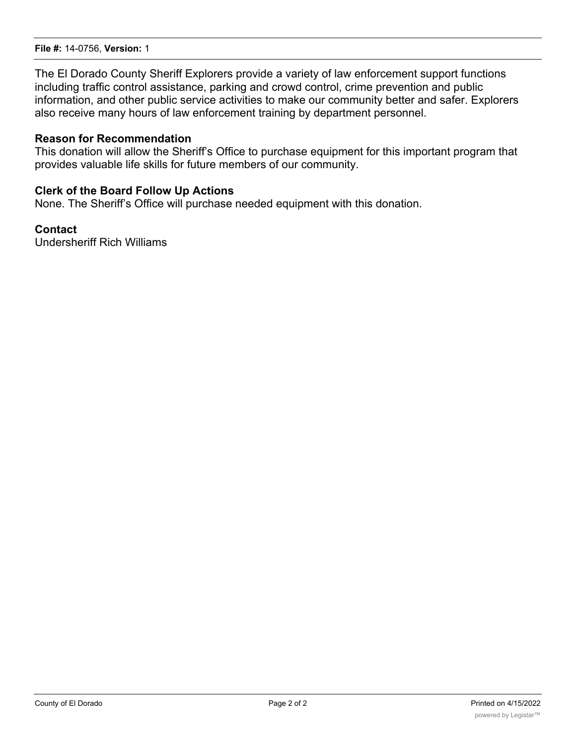The El Dorado County Sheriff Explorers provide a variety of law enforcement support functions including traffic control assistance, parking and crowd control, crime prevention and public information, and other public service activities to make our community better and safer. Explorers also receive many hours of law enforcement training by department personnel.

## Reason for Recommendation

This donation will allow the Sheriff's Office to purchase equipment for this important program that provides valuable life skills for future members of our community.

## Clerk of the Board Follow Up Actions

None. The Sheriff's Office will purchase needed equipment with this donation.

## Contact

Undersheriff Rich Williams